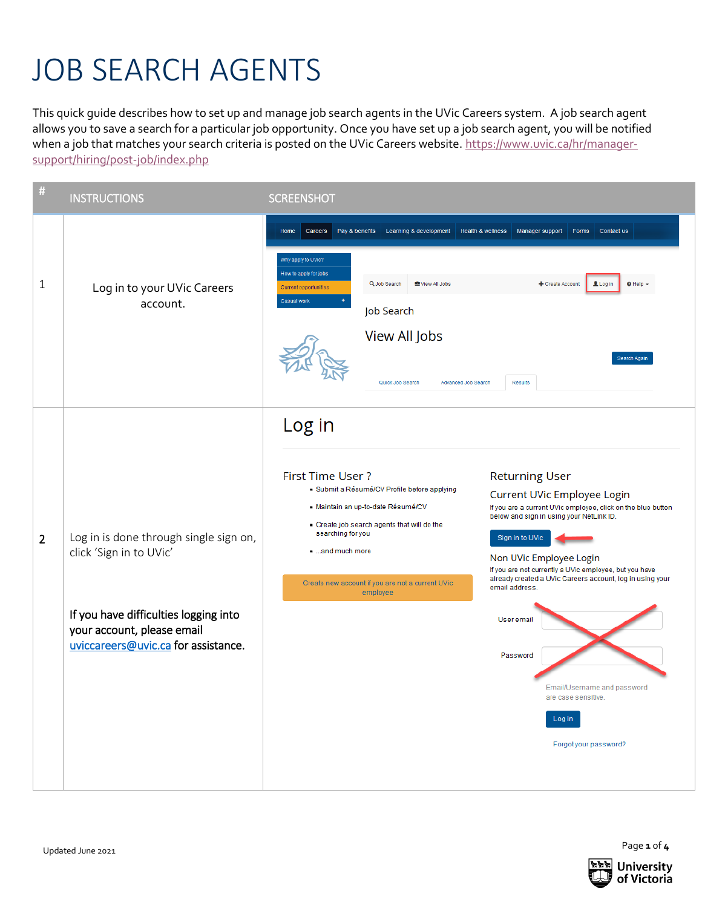# JOB SEARCH AGENTS

This quick guide describes how to set up and manage job search agents in the UVic Careers system. A job search agent allows you to save a search for a particular job opportunity. Once you have set up a job search agent, you will be notified when a job that matches your search criteria is posted on the UVic Careers website. [https://www.uvic.ca/hr/manager-support/hiring/post-job/index.php](https://www.uvic.ca/hr/manager-support/hiring/post-job/index.php)

| # | INSTRUCTIONS | SCREENSHOT |
|---|---|---|
| 1 | Log in to your UVic Careers account. | |
| 2 | Log in is done through single sign on, click 'Sign in to UVic'<br><br>**If you have difficulties logging into your account, please email [uviccareers@uvic.ca](mailto:uviccareers@uvic.ca) for assistance.** | |

Updated June 2021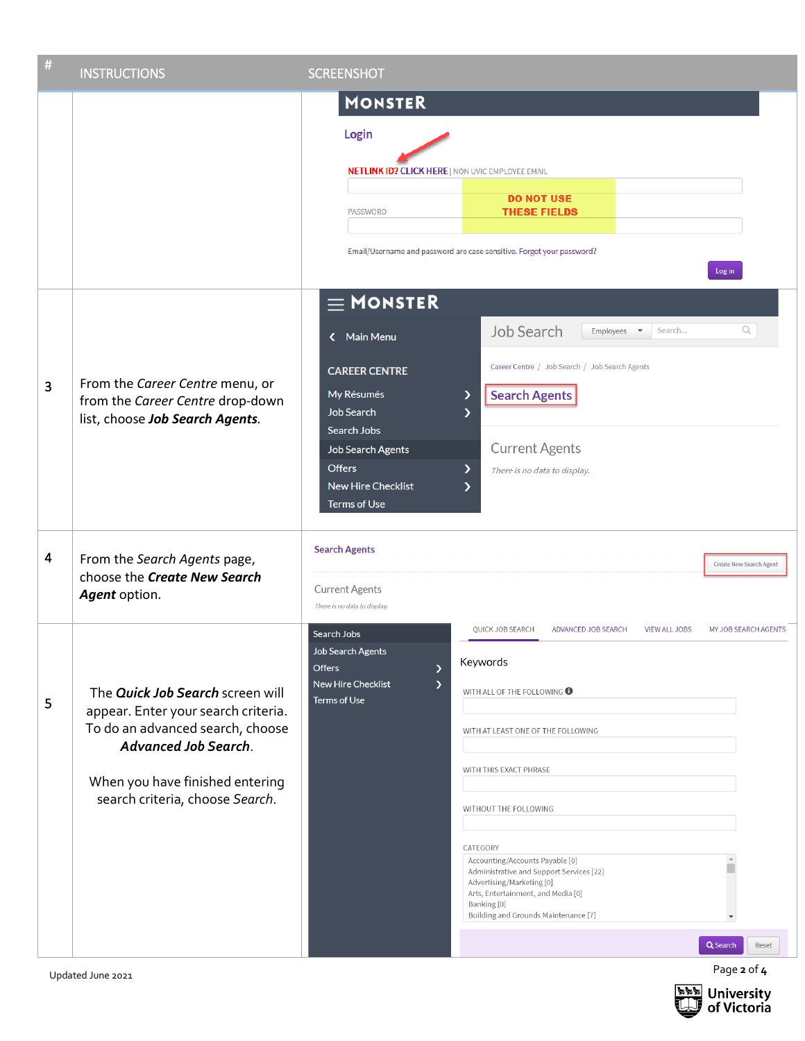| # | INSTRUCTIONS | SCREENSHOT |
|---|---|---|
| | | MONSTER<br>Login<br>NETLINK ID? CLICK HERE \| NON UVIC EMPLOYEE EMAIL<br>DO NOT USE THESE FIELDS<br>PASSWORD<br>Email/Username and password are case sensitive. Forgot your password?<br>Log in |
| 3 | From the *Career Centre* menu, or from the *Career Centre* drop-down list, choose ***Job Search Agents***. | MONSTER<br>Main Menu<br>CAREER CENTRE<br>My Résumés<br>Job Search<br>Search Jobs<br>Job Search Agents<br>Offers<br>New Hire Checklist<br>Terms of Use<br>Job Search \| Employees \| Search...<br>Career Centre / Job Search / Job Search Agents<br>Search Agents<br>Current Agents<br>*There is no data to display.* |
| 4 | From the *Search Agents* page, choose the ***Create New Search Agent*** option. | Search Agents<br>Create New Search Agent<br>Current Agents<br>*There is no data to display.* |
| 5 | The ***Quick Job Search*** screen will appear. Enter your search criteria. To do an advanced search, choose ***Advanced Job Search***.<br><br>When you have finished entering search criteria, choose *Search*. | Search Jobs<br>Job Search Agents<br>Offers<br>New Hire Checklist<br>Terms of Use<br>QUICK JOB SEARCH \| ADVANCED JOB SEARCH \| VIEW ALL JOBS \| MY JOB SEARCH AGENTS<br>Keywords<br>WITH ALL OF THE FOLLOWING<br>WITH AT LEAST ONE OF THE FOLLOWING<br>WITH THIS EXACT PHRASE<br>WITHOUT THE FOLLOWING<br>CATEGORY<br>Accounting/Accounts Payable [0]<br>Administrative and Support Services [22]<br>Advertising/Marketing [0]<br>Arts, Entertainment, and Media [0]<br>Banking [0]<br>Building and Grounds Maintenance [7]<br>Search \| Reset |

Updated June 2021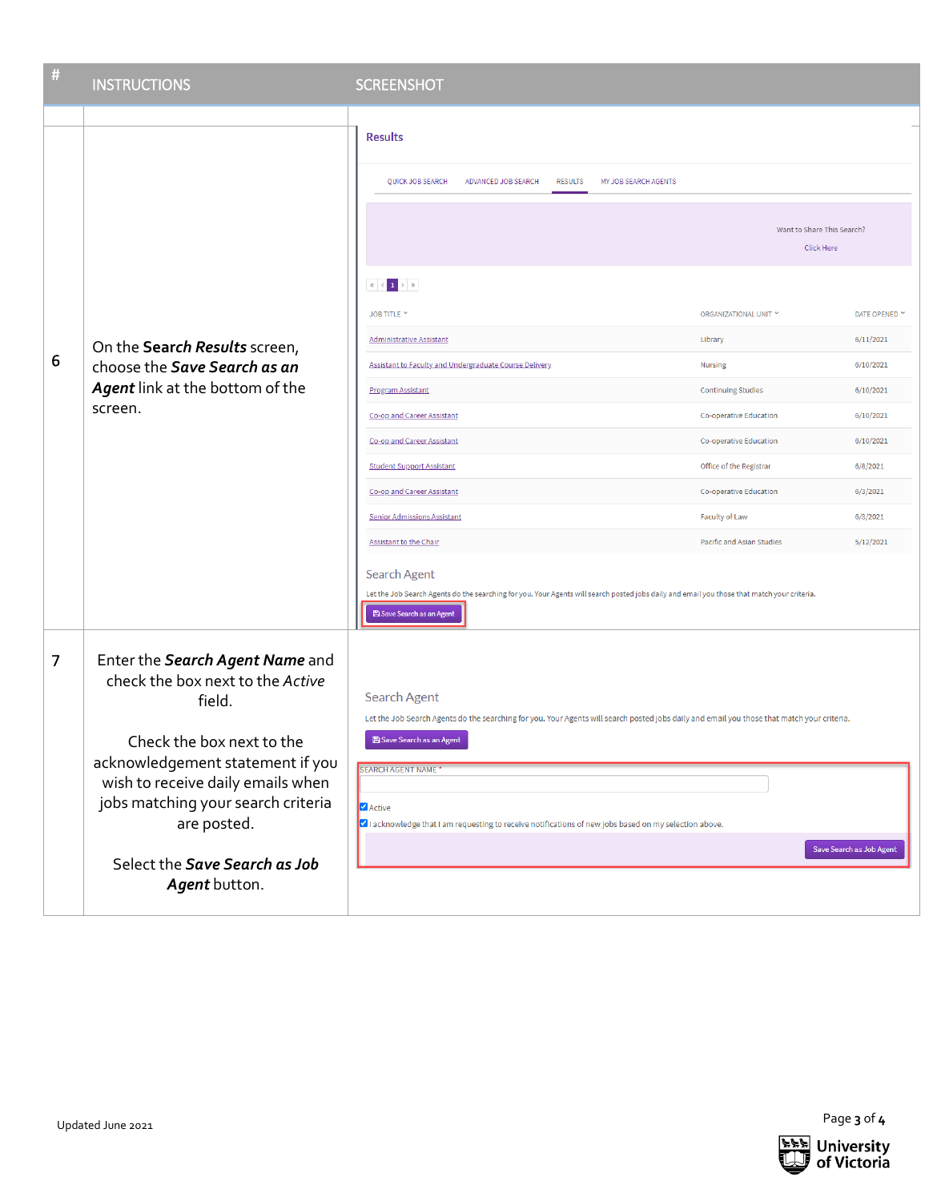| # | INSTRUCTIONS | SCREENSHOT |
|---|---|---|
| 6 | On the ***Search Results*** screen, choose the ***Save Search as an Agent*** link at the bottom of the screen. | Results<br>QUICK JOB SEARCH ADVANCED JOB SEARCH RESULTS MY JOB SEARCH AGENTS<br>Want to Share This Search? Click Here<br>JOB TITLE / ORGANIZATIONAL UNIT / DATE OPENED<br>Administrative Assistant / Library / 6/11/2021<br>Assistant to Faculty and Undergraduate Course Delivery / Nursing / 6/10/2021<br>Program Assistant / Continuing Studies / 6/10/2021<br>Co-op and Career Assistant / Co-operative Education / 6/10/2021<br>Co-op and Career Assistant / Co-operative Education / 6/10/2021<br>Student Support Assistant / Office of the Registrar / 6/8/2021<br>Co-op and Career Assistant / Co-operative Education / 6/3/2021<br>Senior Admissions Assistant / Faculty of Law / 6/3/2021<br>Assistant to the Chair / Pacific and Asian Studies / 5/12/2021<br>Search Agent<br>Let the Job Search Agents do the searching for you. Your Agents will search posted jobs daily and email you those that match your criteria.<br>Save Search as an Agent |
| 7 | Enter the ***Search Agent Name*** and check the box next to the *Active* field.<br><br>Check the box next to the acknowledgement statement if you wish to receive daily emails when jobs matching your search criteria are posted.<br><br>Select the ***Save Search as Job Agent*** button. | Search Agent<br>Let the Job Search Agents do the searching for you. Your Agents will search posted jobs daily and email you those that match your criteria.<br>Save Search as an Agent<br>SEARCH AGENT NAME *<br>Active<br>I acknowledge that I am requesting to receive notifications of new jobs based on my selection above.<br>Save Search as Job Agent |

Updated June 2021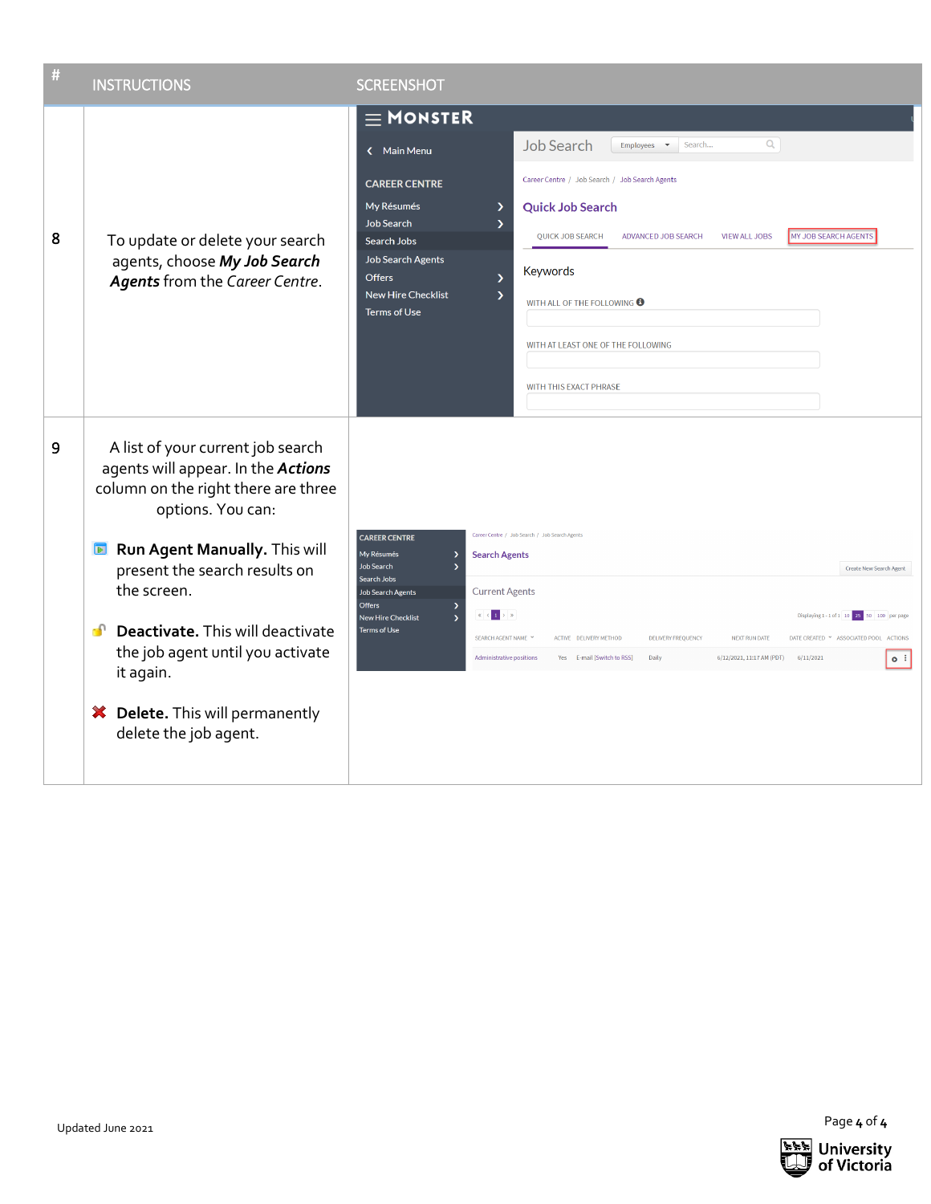| # | INSTRUCTIONS | SCREENSHOT |
|---|---|---|
| 8 | To update or delete your search agents, choose ***My Job Search Agents*** from the *Career Centre*. | |
| 9 | A list of your current job search agents will appear. In the ***Actions*** column on the right there are three options. You can:<br><br>**Run Agent Manually.** This will present the search results on the screen.<br><br>**Deactivate.** This will deactivate the job agent until you activate it again.<br><br>**Delete.** This will permanently delete the job agent. | |

Updated June 2021